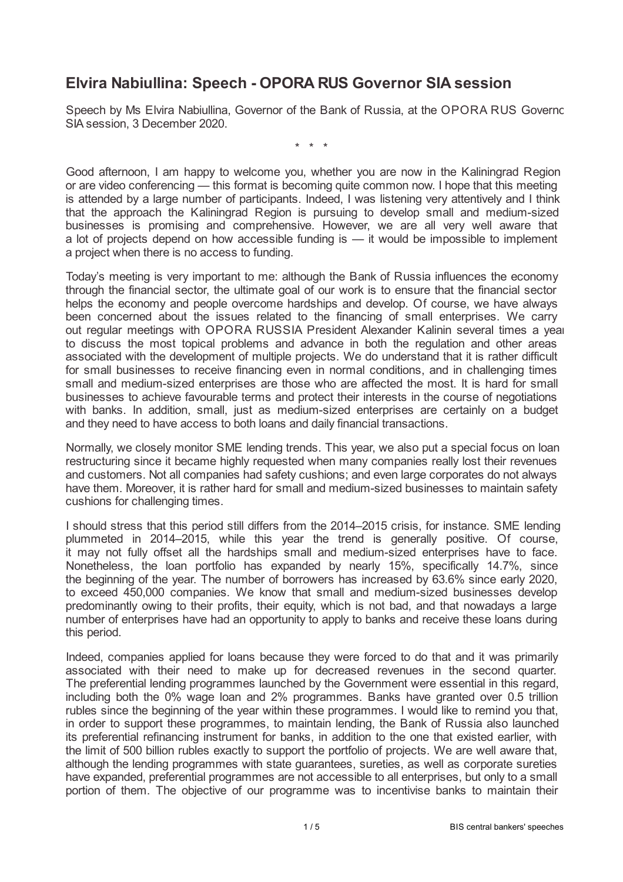# Elvira Nabiullina: Speech - OPORA RUS Governor SIA session

Speech by Ms Elvira Nabiullina, Governor of the Bank of Russia, at the OPORA RUS Governor SIA session, 3 December 2020.

\* \* \*

Good afternoon, I am happy to welcome you, whether you are now in the Kaliningrad Region or are video conferencing — this format is becoming quite common now. I hope that this meeting is attended by a large number of participants. Indeed, I was listening very attentively and I think that the approach the Kaliningrad Region is pursuing to develop small and medium-sized businesses is promising and comprehensive. However, we are all very well aware that a lot of projects depend on how accessible funding is — it would be impossible to implement a project when there is no access to funding.

Today's meeting is very important to me: although the Bank of Russia influences the economy through the financial sector, the ultimate goal of our work is to ensure that the financial sector helps the economy and people overcome hardships and develop. Of course, we have always been concerned about the issues related to the financing of small enterprises. We carry out regular meetings with OPORA RUSSIA President Alexander Kalinin several times a year to discuss the most topical problems and advance in both the regulation and other areas associated with the development of multiple projects. We do understand that it is rather difficult for small businesses to receive financing even in normal conditions, and in challenging times small and medium-sized enterprises are those who are affected the most. It is hard for small businesses to achieve favourable terms and protect their interests in the course of negotiations with banks. In addition, small, just as medium-sized enterprises are certainly on a budget and they need to have access to both loans and daily financial transactions.

Normally, we closely monitor SME lending trends. This year, we also put a special focus on loan restructuring since it became highly requested when many companies really lost their revenues and customers. Not all companies had safety cushions; and even large corporates do not always have them. Moreover, it is rather hard for small and medium-sized businesses to maintain safety cushions for challenging times.

I should stress that this period still differs from the 2014–2015 crisis, for instance. SME lending plummeted in 2014–2015, while this year the trend is generally positive. Of course, it may not fully offset all the hardships small and medium-sized enterprises have to face. Nonetheless, the loan portfolio has expanded by nearly 15%, specifically 14.7%, since the beginning of the year. The number of borrowers has increased by 63.6% since early 2020, to exceed 450,000 companies. We know that small and medium-sized businesses develop predominantly owing to their profits, their equity, which is not bad, and that nowadays a large number of enterprises have had an opportunity to apply to banks and receive these loans during this period.

Indeed, companies applied for loans because they were forced to do that and it was primarily associated with their need to make up for decreased revenues in the second quarter. The preferential lending programmes launched by the Government were essential in this regard, including both the 0% wage loan and 2% programmes. Banks have granted over 0.5 trillion rubles since the beginning of the year within these programmes. I would like to remind you that, in order to support these programmes, to maintain lending, the Bank of Russia also launched its preferential refinancing instrument for banks, in addition to the one that existed earlier, with the limit of 500 billion rubles exactly to support the portfolio of projects. We are well aware that, although the lending programmes with state guarantees, sureties, as well as corporate sureties have expanded, preferential programmes are not accessible to all enterprises, but only to a small portion of them. The objective of our programme was to incentivise banks to maintain their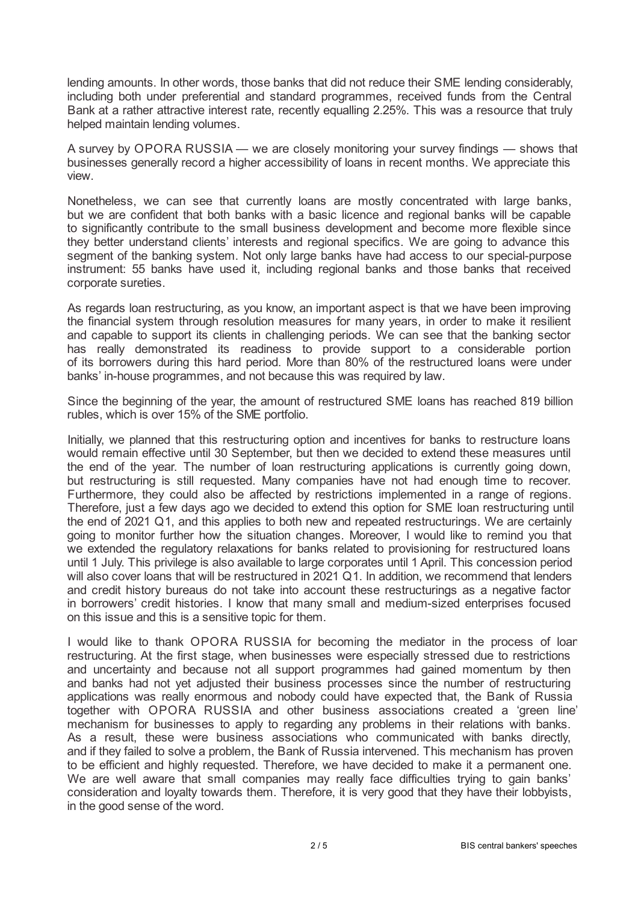lending amounts. In other words, those banks that did not reduce their SME lending considerably, including both under preferential and standard programmes, received funds from the Central Bank at a rather attractive interest rate, recently equalling 2.25%. This was a resource that truly helped maintain lending volumes.

A survey by OPORA RUSSIA — we are closely monitoring your survey findings — shows that businesses generally record a higher accessibility of loans in recent months. We appreciate this view.

Nonetheless, we can see that currently loans are mostly concentrated with large banks, but we are confident that both banks with a basic licence and regional banks will be capable to significantly contribute to the small business development and become more flexible since they better understand clients' interests and regional specifics. We are going to advance this segment of the banking system. Not only large banks have had access to our special-purpose instrument: 55 banks have used it, including regional banks and those banks that received corporate sureties.

As regards loan restructuring, as you know, an important aspect is that we have been improving the financial system through resolution measures for many years, in order to make it resilient and capable to support its clients in challenging periods. We can see that the banking sector has really demonstrated its readiness to provide support to a considerable portion of its borrowers during this hard period. More than 80% of the restructured loans were under banks' in-house programmes, and not because this was required by law.

Since the beginning of the year, the amount of restructured SME loans has reached 819 billion rubles, which is over 15% of the SME portfolio.

Initially, we planned that this restructuring option and incentives for banks to restructure loans would remain effective until 30 September, but then we decided to extend these measures until the end of the year. The number of loan restructuring applications is currently going down, but restructuring is still requested. Many companies have not had enough time to recover. Furthermore, they could also be affected by restrictions implemented in a range of regions. Therefore, just a few days ago we decided to extend this option for SME loan restructuring until the end of 2021 Q1, and this applies to both new and repeated restructurings. We are certainly going to monitor further how the situation changes. Moreover, I would like to remind you that we extended the regulatory relaxations for banks related to provisioning for restructured loans until 1 July. This privilege is also available to large corporates until 1 April. This concession period will also cover loans that will be restructured in 2021 Q1. In addition, we recommend that lenders and credit history bureaus do not take into account these restructurings as a negative factor in borrowers' credit histories. I know that many small and medium-sized enterprises focused on this issue and this is a sensitive topic for them.

I would like to thank OPORA RUSSIA for becoming the mediator in the process of loan restructuring. At the first stage, when businesses were especially stressed due to restrictions and uncertainty and because not all support programmes had gained momentum by then and banks had not yet adjusted their business processes since the number of restructuring applications was really enormous and nobody could have expected that, the Bank of Russia together with OPORA RUSSIA and other business associations created a 'green line' mechanism for businesses to apply to regarding any problems in their relations with banks. As a result, these were business associations who communicated with banks directly, and if they failed to solve a problem, the Bank of Russia intervened. This mechanism has proven to be efficient and highly requested. Therefore, we have decided to make it a permanent one. We are well aware that small companies may really face difficulties trying to gain banks' consideration and loyalty towards them. Therefore, it is very good that they have their lobbyists, in the good sense of the word.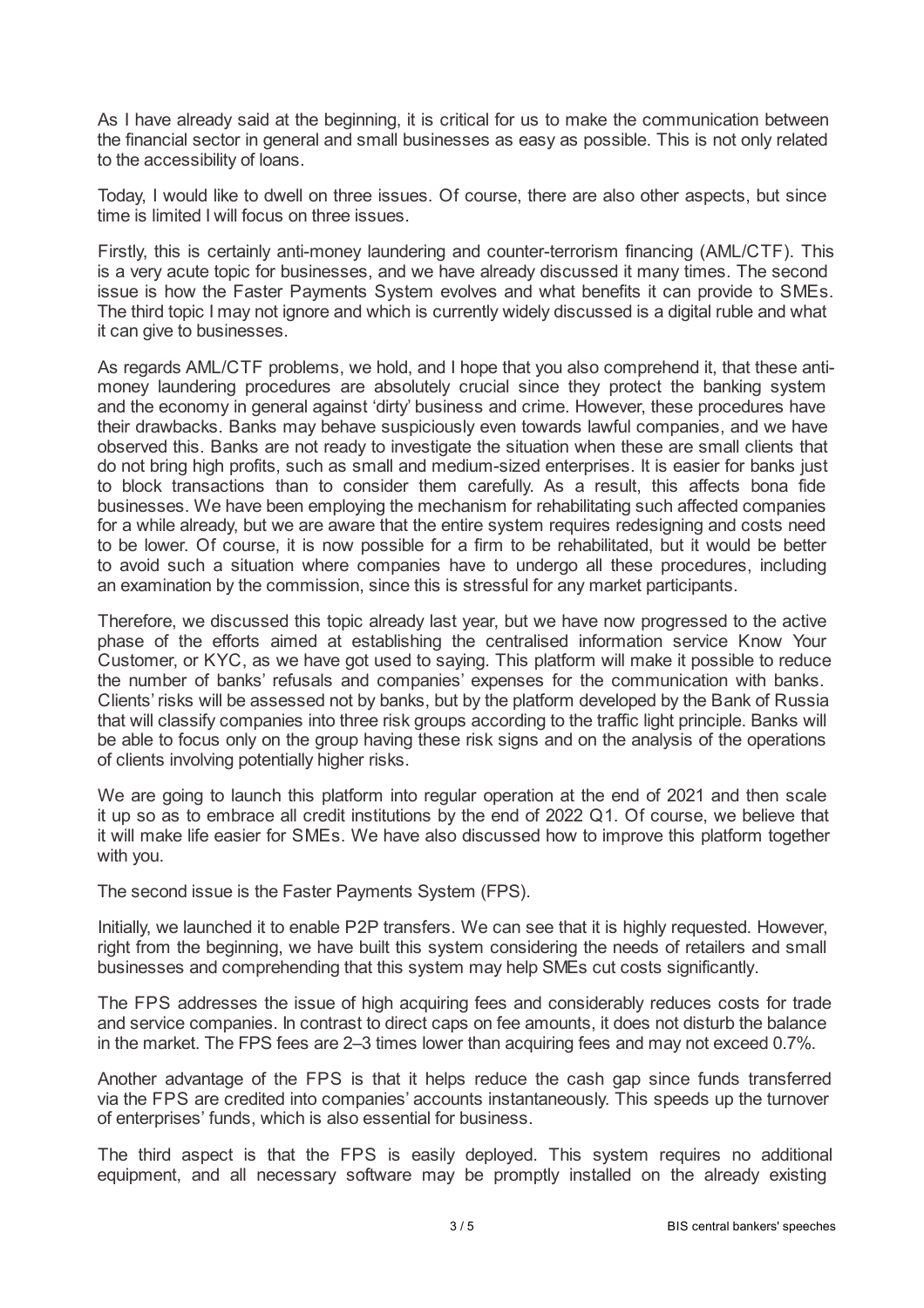As I have already said at the beginning, it is critical for us to make the communication between the financial sector in general and small businesses as easy as possible. This is not only related to the accessibility of loans.

Today, I would like to dwell on three issues. Of course, there are also other aspects, but since time is limited I will focus on three issues.

Firstly, this is certainly anti-money laundering and counter-terrorism financing (AML/CTF). This is a very acute topic for businesses, and we have already discussed it many times. The second issue is how the Faster Payments System evolves and what benefits it can provide to SMEs. The third topic I may not ignore and which is currently widely discussed is a digital ruble and what it can give to businesses.

As regards AML/CTF problems, we hold, and I hope that you also comprehend it, that these anti-money laundering procedures are absolutely crucial since they protect the banking system and the economy in general against 'dirty' business and crime. However, these procedures have their drawbacks. Banks may behave suspiciously even towards lawful companies, and we have observed this. Banks are not ready to investigate the situation when these are small clients that do not bring high profits, such as small and medium-sized enterprises. It is easier for banks just to block transactions than to consider them carefully. As a result, this affects bona fide businesses. We have been employing the mechanism for rehabilitating such affected companies for a while already, but we are aware that the entire system requires redesigning and costs need to be lower. Of course, it is now possible for a firm to be rehabilitated, but it would be better to avoid such a situation where companies have to undergo all these procedures, including an examination by the commission, since this is stressful for any market participants.

Therefore, we discussed this topic already last year, but we have now progressed to the active phase of the efforts aimed at establishing the centralised information service Know Your Customer, or KYC, as we have got used to saying. This platform will make it possible to reduce the number of banks' refusals and companies' expenses for the communication with banks. Clients' risks will be assessed not by banks, but by the platform developed by the Bank of Russia that will classify companies into three risk groups according to the traffic light principle. Banks will be able to focus only on the group having these risk signs and on the analysis of the operations of clients involving potentially higher risks.

We are going to launch this platform into regular operation at the end of 2021 and then scale it up so as to embrace all credit institutions by the end of 2022 Q1. Of course, we believe that it will make life easier for SMEs. We have also discussed how to improve this platform together with you.

The second issue is the Faster Payments System (FPS).

Initially, we launched it to enable P2P transfers. We can see that it is highly requested. However, right from the beginning, we have built this system considering the needs of retailers and small businesses and comprehending that this system may help SMEs cut costs significantly.

The FPS addresses the issue of high acquiring fees and considerably reduces costs for trade and service companies. In contrast to direct caps on fee amounts, it does not disturb the balance in the market. The FPS fees are 2–3 times lower than acquiring fees and may not exceed 0.7%.

Another advantage of the FPS is that it helps reduce the cash gap since funds transferred via the FPS are credited into companies' accounts instantaneously. This speeds up the turnover of enterprises' funds, which is also essential for business.

The third aspect is that the FPS is easily deployed. This system requires no additional equipment, and all necessary software may be promptly installed on the already existing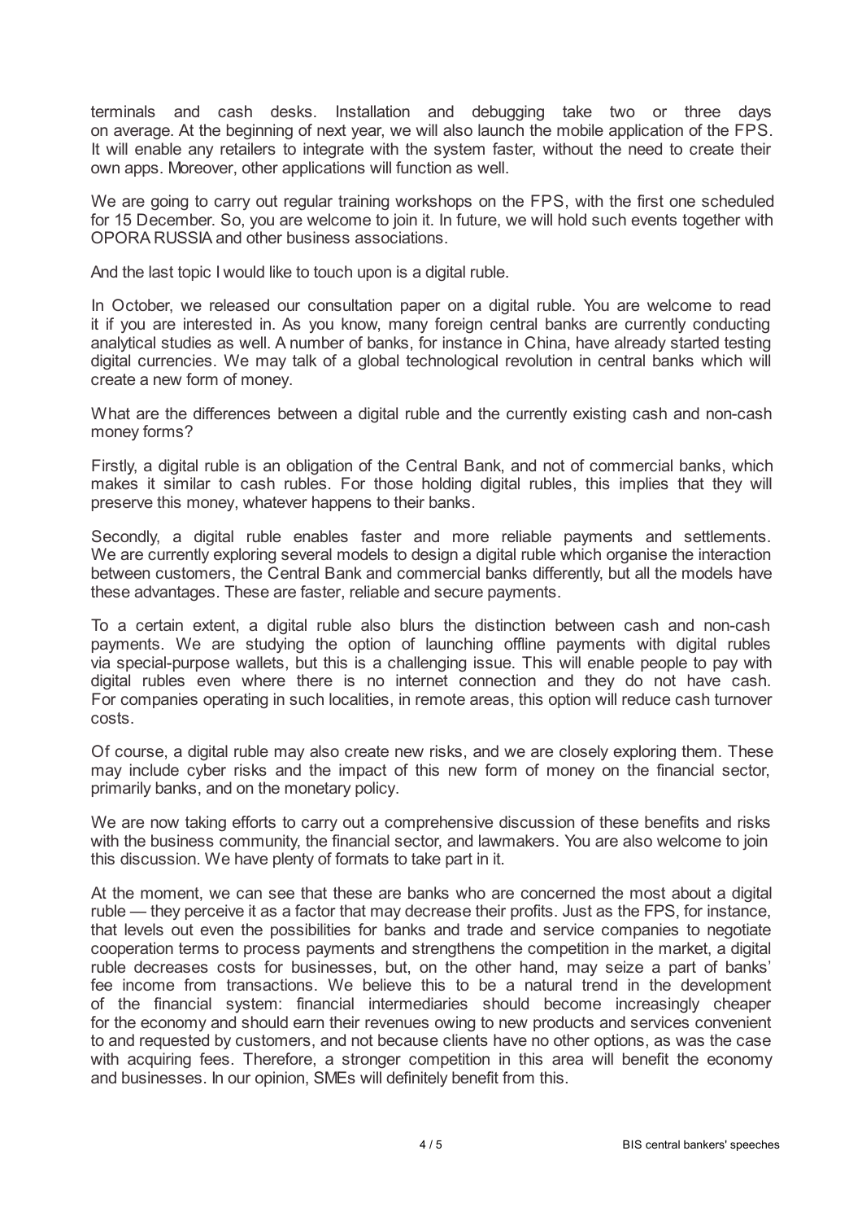terminals and cash desks. Installation and debugging take two or three days on average. At the beginning of next year, we will also launch the mobile application of the FPS. It will enable any retailers to integrate with the system faster, without the need to create their own apps. Moreover, other applications will function as well.

We are going to carry out regular training workshops on the FPS, with the first one scheduled for 15 December. So, you are welcome to join it. In future, we will hold such events together with OPORA RUSSIA and other business associations.

And the last topic I would like to touch upon is a digital ruble.

In October, we released our consultation paper on a digital ruble. You are welcome to read it if you are interested in. As you know, many foreign central banks are currently conducting analytical studies as well. A number of banks, for instance in China, have already started testing digital currencies. We may talk of a global technological revolution in central banks which will create a new form of money.

What are the differences between a digital ruble and the currently existing cash and non-cash money forms?

Firstly, a digital ruble is an obligation of the Central Bank, and not of commercial banks, which makes it similar to cash rubles. For those holding digital rubles, this implies that they will preserve this money, whatever happens to their banks.

Secondly, a digital ruble enables faster and more reliable payments and settlements. We are currently exploring several models to design a digital ruble which organise the interaction between customers, the Central Bank and commercial banks differently, but all the models have these advantages. These are faster, reliable and secure payments.

To a certain extent, a digital ruble also blurs the distinction between cash and non-cash payments. We are studying the option of launching offline payments with digital rubles via special-purpose wallets, but this is a challenging issue. This will enable people to pay with digital rubles even where there is no internet connection and they do not have cash. For companies operating in such localities, in remote areas, this option will reduce cash turnover costs.

Of course, a digital ruble may also create new risks, and we are closely exploring them. These may include cyber risks and the impact of this new form of money on the financial sector, primarily banks, and on the monetary policy.

We are now taking efforts to carry out a comprehensive discussion of these benefits and risks with the business community, the financial sector, and lawmakers. You are also welcome to join this discussion. We have plenty of formats to take part in it.

At the moment, we can see that these are banks who are concerned the most about a digital ruble — they perceive it as a factor that may decrease their profits. Just as the FPS, for instance, that levels out even the possibilities for banks and trade and service companies to negotiate cooperation terms to process payments and strengthens the competition in the market, a digital ruble decreases costs for businesses, but, on the other hand, may seize a part of banks' fee income from transactions. We believe this to be a natural trend in the development of the financial system: financial intermediaries should become increasingly cheaper for the economy and should earn their revenues owing to new products and services convenient to and requested by customers, and not because clients have no other options, as was the case with acquiring fees. Therefore, a stronger competition in this area will benefit the economy and businesses. In our opinion, SMEs will definitely benefit from this.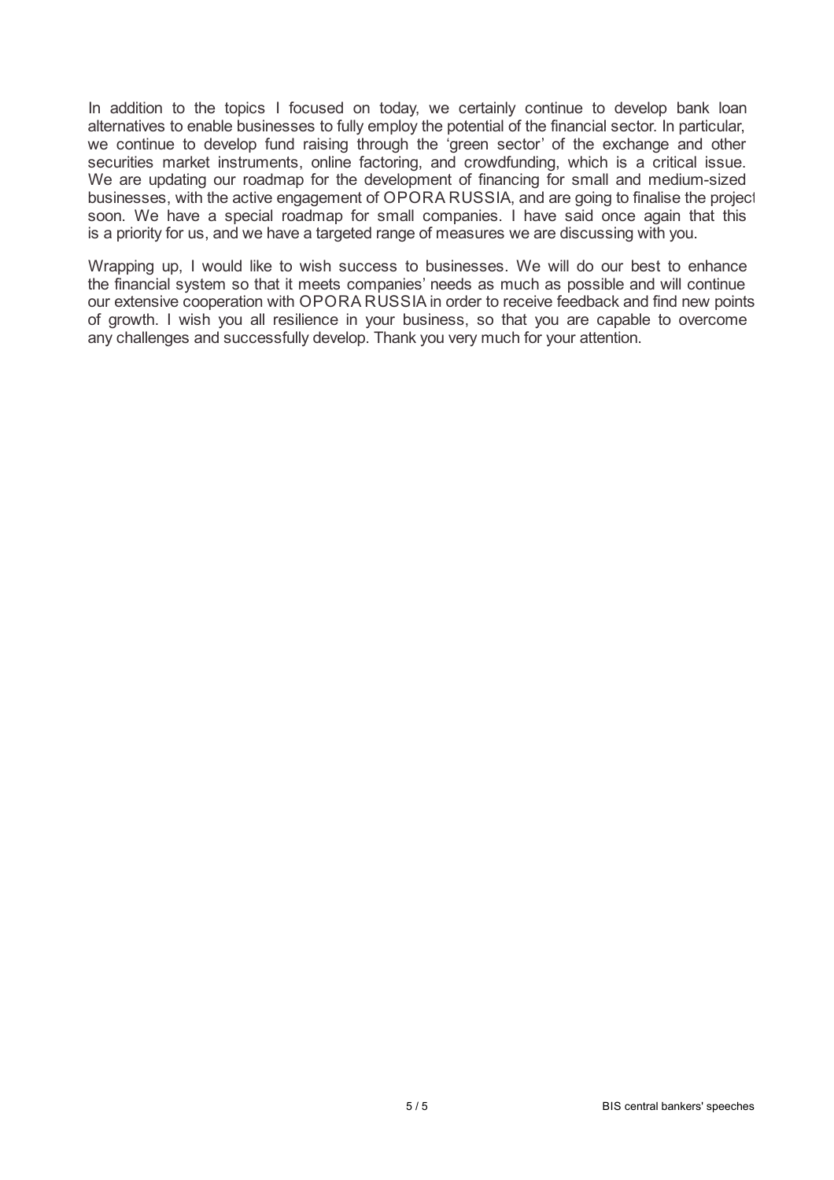In addition to the topics I focused on today, we certainly continue to develop bank loan alternatives to enable businesses to fully employ the potential of the financial sector. In particular, we continue to develop fund raising through the 'green sector' of the exchange and other securities market instruments, online factoring, and crowdfunding, which is a critical issue. We are updating our roadmap for the development of financing for small and medium-sized businesses, with the active engagement of OPORA RUSSIA, and are going to finalise the project soon. We have a special roadmap for small companies. I have said once again that this is a priority for us, and we have a targeted range of measures we are discussing with you.

Wrapping up, I would like to wish success to businesses. We will do our best to enhance the financial system so that it meets companies' needs as much as possible and will continue our extensive cooperation with OPORA RUSSIA in order to receive feedback and find new points of growth. I wish you all resilience in your business, so that you are capable to overcome any challenges and successfully develop. Thank you very much for your attention.